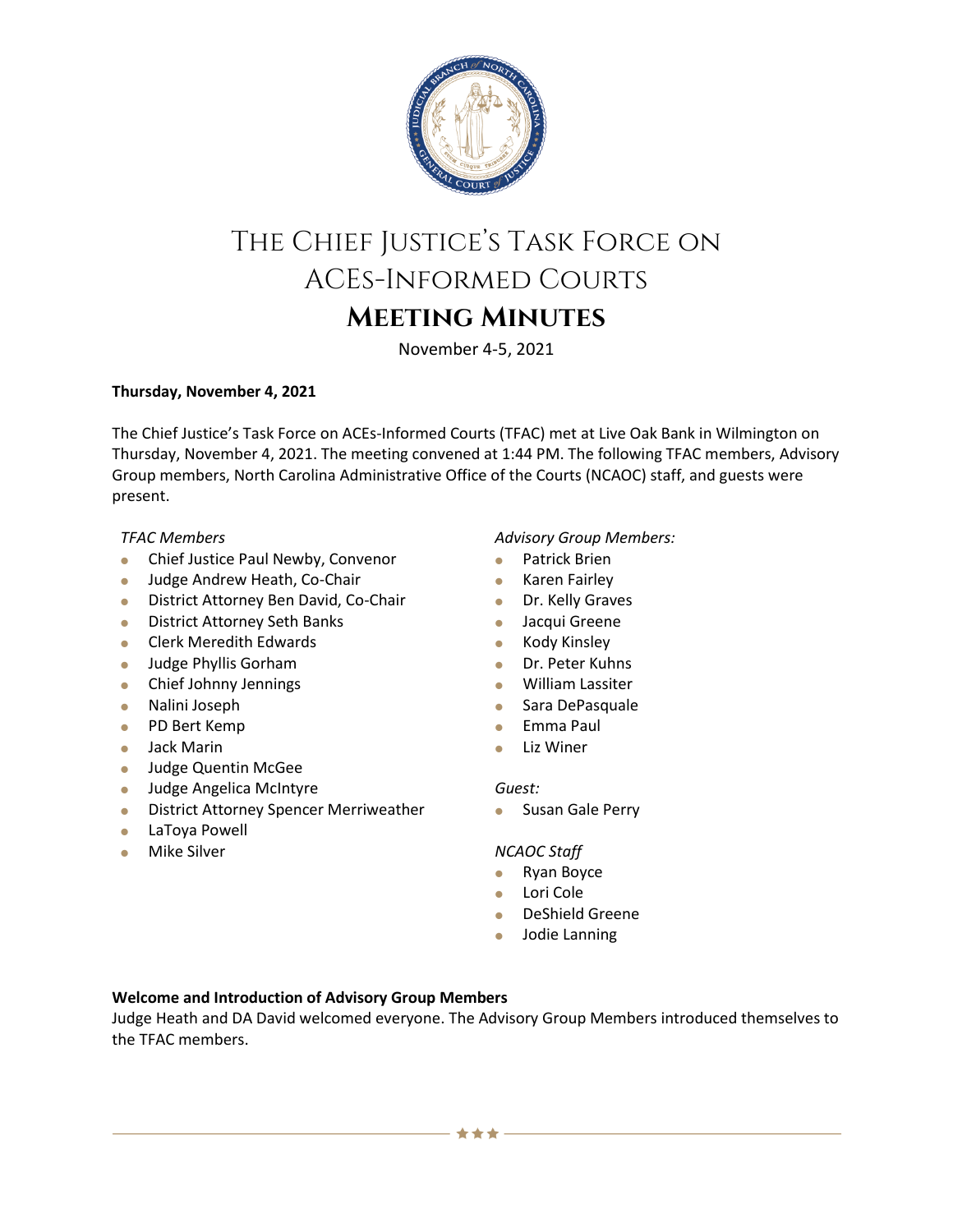# The Chief Justice's Task Force on ACEs-Informed Courts

## Meeting Minutes

November 4-5, 2021

**Thursday, November 4, 2021**

The Chief Justice's Task Force on ACEs-Informed Courts (TFAC) met at Live Oak Bank in Wilmington on Thursday, November 4, 2021. The meeting convened at 1:44 PM. The following TFAC members, Advisory Group members, North Carolina Administrative Office of the Courts (NCAOC) staff, and guests were present.

*TFAC Members*

- Chief Justice Paul Newby, Convenor
- Judge Andrew Heath, Co-Chair
- District Attorney Ben David, Co-Chair
- District Attorney Seth Banks
- Clerk Meredith Edwards
- Judge Phyllis Gorham
- Chief Johnny Jennings
- Nalini Joseph
- PD Bert Kemp
- Jack Marin
- Judge Quentin McGee
- Judge Angelica McIntyre
- District Attorney Spencer Merriweather
- LaToya Powell
- Mike Silver

*Advisory Group Members:*

- Patrick Brien
- Karen Fairley
- Dr. Kelly Graves
- Jacqui Greene
- Kody Kinsley
- Dr. Peter Kuhns
- William Lassiter
- Sara DePasquale
- Emma Paul
- Liz Winer

*Guest:*

- Susan Gale Perry

*NCAOC Staff*

- Ryan Boyce
- Lori Cole
- DeShield Greene
- Jodie Lanning

**Welcome and Introduction of Advisory Group Members**

Judge Heath and DA David welcomed everyone. The Advisory Group Members introduced themselves to the TFAC members.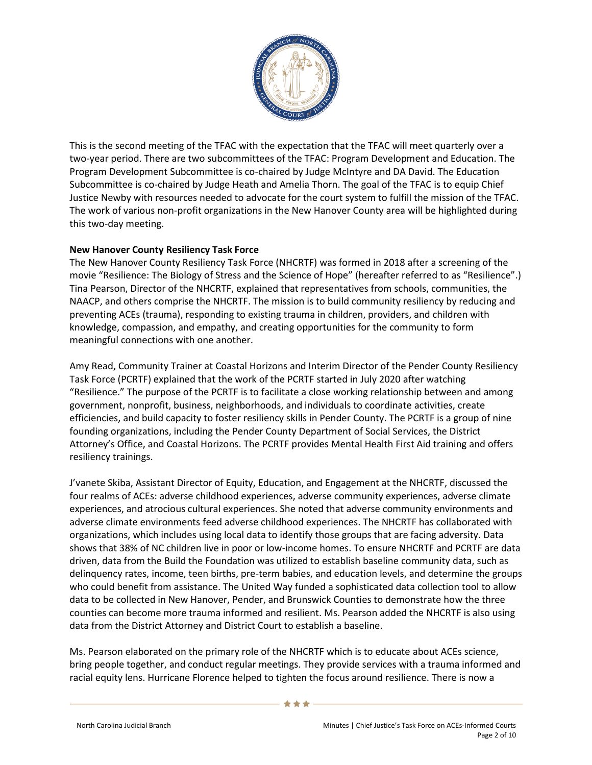This is the second meeting of the TFAC with the expectation that the TFAC will meet quarterly over a two-year period. There are two subcommittees of the TFAC: Program Development and Education. The Program Development Subcommittee is co-chaired by Judge McIntyre and DA David. The Education Subcommittee is co-chaired by Judge Heath and Amelia Thorn. The goal of the TFAC is to equip Chief Justice Newby with resources needed to advocate for the court system to fulfill the mission of the TFAC. The work of various non-profit organizations in the New Hanover County area will be highlighted during this two-day meeting.

**New Hanover County Resiliency Task Force**

The New Hanover County Resiliency Task Force (NHCRTF) was formed in 2018 after a screening of the movie "Resilience: The Biology of Stress and the Science of Hope" (hereafter referred to as "Resilience".) Tina Pearson, Director of the NHCRTF, explained that representatives from schools, communities, the NAACP, and others comprise the NHCRTF. The mission is to build community resiliency by reducing and preventing ACEs (trauma), responding to existing trauma in children, providers, and children with knowledge, compassion, and empathy, and creating opportunities for the community to form meaningful connections with one another.

Amy Read, Community Trainer at Coastal Horizons and Interim Director of the Pender County Resiliency Task Force (PCRTF) explained that the work of the PCRTF started in July 2020 after watching "Resilience." The purpose of the PCRTF is to facilitate a close working relationship between and among government, nonprofit, business, neighborhoods, and individuals to coordinate activities, create efficiencies, and build capacity to foster resiliency skills in Pender County. The PCRTF is a group of nine founding organizations, including the Pender County Department of Social Services, the District Attorney's Office, and Coastal Horizons. The PCRTF provides Mental Health First Aid training and offers resiliency trainings.

J'vanete Skiba, Assistant Director of Equity, Education, and Engagement at the NHCRTF, discussed the four realms of ACEs: adverse childhood experiences, adverse community experiences, adverse climate experiences, and atrocious cultural experiences. She noted that adverse community environments and adverse climate environments feed adverse childhood experiences. The NHCRTF has collaborated with organizations, which includes using local data to identify those groups that are facing adversity. Data shows that 38% of NC children live in poor or low-income homes. To ensure NHCRTF and PCRTF are data driven, data from the Build the Foundation was utilized to establish baseline community data, such as delinquency rates, income, teen births, pre-term babies, and education levels, and determine the groups who could benefit from assistance. The United Way funded a sophisticated data collection tool to allow data to be collected in New Hanover, Pender, and Brunswick Counties to demonstrate how the three counties can become more trauma informed and resilient. Ms. Pearson added the NHCRTF is also using data from the District Attorney and District Court to establish a baseline.

Ms. Pearson elaborated on the primary role of the NHCRTF which is to educate about ACEs science, bring people together, and conduct regular meetings. They provide services with a trauma informed and racial equity lens. Hurricane Florence helped to tighten the focus around resilience. There is now a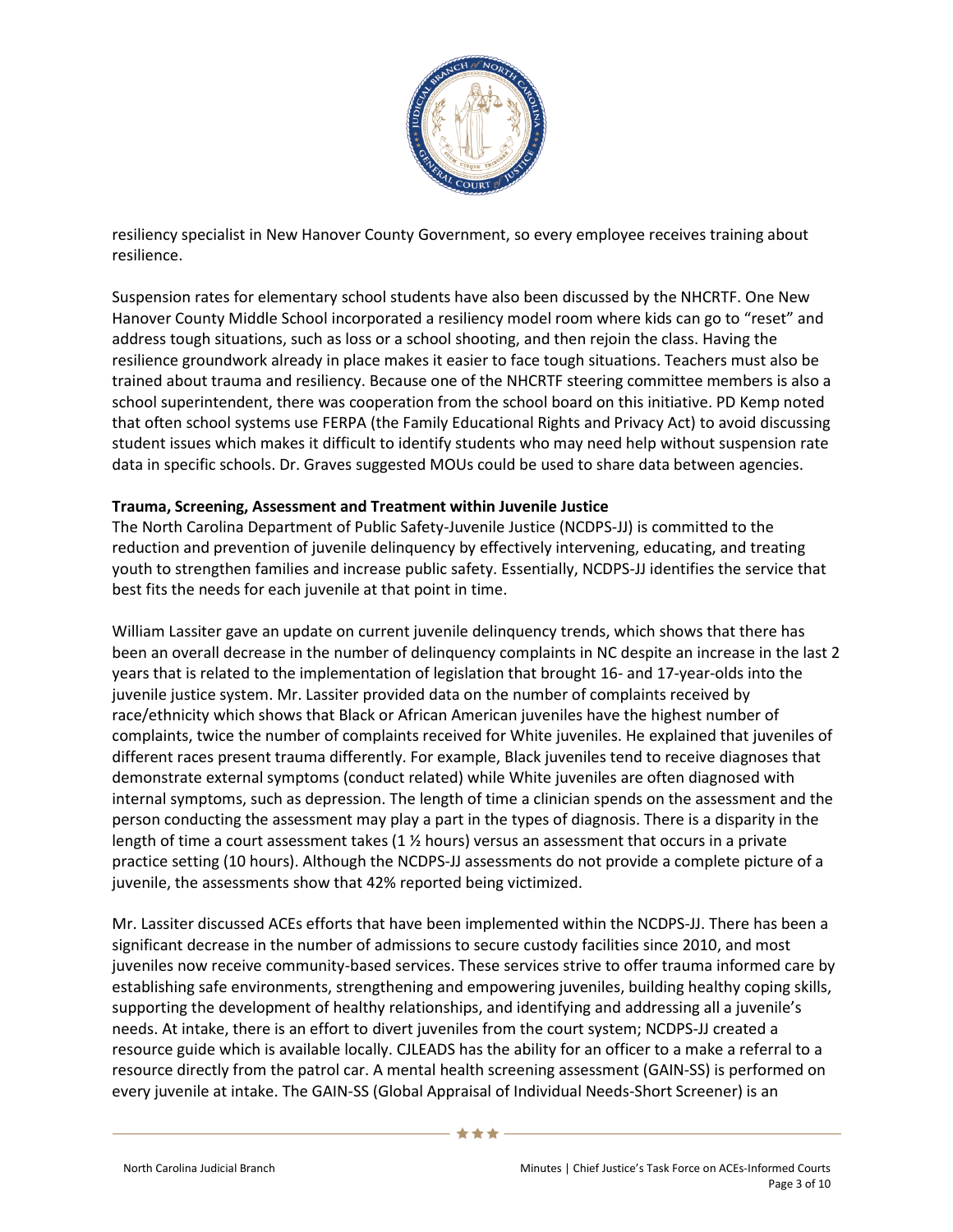resiliency specialist in New Hanover County Government, so every employee receives training about resilience.

Suspension rates for elementary school students have also been discussed by the NHCRTF. One New Hanover County Middle School incorporated a resiliency model room where kids can go to "reset" and address tough situations, such as loss or a school shooting, and then rejoin the class. Having the resilience groundwork already in place makes it easier to face tough situations. Teachers must also be trained about trauma and resiliency. Because one of the NHCRTF steering committee members is also a school superintendent, there was cooperation from the school board on this initiative. PD Kemp noted that often school systems use FERPA (the Family Educational Rights and Privacy Act) to avoid discussing student issues which makes it difficult to identify students who may need help without suspension rate data in specific schools. Dr. Graves suggested MOUs could be used to share data between agencies.

**Trauma, Screening, Assessment and Treatment within Juvenile Justice**

The North Carolina Department of Public Safety-Juvenile Justice (NCDPS-JJ) is committed to the reduction and prevention of juvenile delinquency by effectively intervening, educating, and treating youth to strengthen families and increase public safety. Essentially, NCDPS-JJ identifies the service that best fits the needs for each juvenile at that point in time.

William Lassiter gave an update on current juvenile delinquency trends, which shows that there has been an overall decrease in the number of delinquency complaints in NC despite an increase in the last 2 years that is related to the implementation of legislation that brought 16- and 17-year-olds into the juvenile justice system. Mr. Lassiter provided data on the number of complaints received by race/ethnicity which shows that Black or African American juveniles have the highest number of complaints, twice the number of complaints received for White juveniles. He explained that juveniles of different races present trauma differently. For example, Black juveniles tend to receive diagnoses that demonstrate external symptoms (conduct related) while White juveniles are often diagnosed with internal symptoms, such as depression. The length of time a clinician spends on the assessment and the person conducting the assessment may play a part in the types of diagnosis. There is a disparity in the length of time a court assessment takes (1 ½ hours) versus an assessment that occurs in a private practice setting (10 hours). Although the NCDPS-JJ assessments do not provide a complete picture of a juvenile, the assessments show that 42% reported being victimized.

Mr. Lassiter discussed ACEs efforts that have been implemented within the NCDPS-JJ. There has been a significant decrease in the number of admissions to secure custody facilities since 2010, and most juveniles now receive community-based services. These services strive to offer trauma informed care by establishing safe environments, strengthening and empowering juveniles, building healthy coping skills, supporting the development of healthy relationships, and identifying and addressing all a juvenile's needs. At intake, there is an effort to divert juveniles from the court system; NCDPS-JJ created a resource guide which is available locally. CJLEADS has the ability for an officer to a make a referral to a resource directly from the patrol car. A mental health screening assessment (GAIN-SS) is performed on every juvenile at intake. The GAIN-SS (Global Appraisal of Individual Needs-Short Screener) is an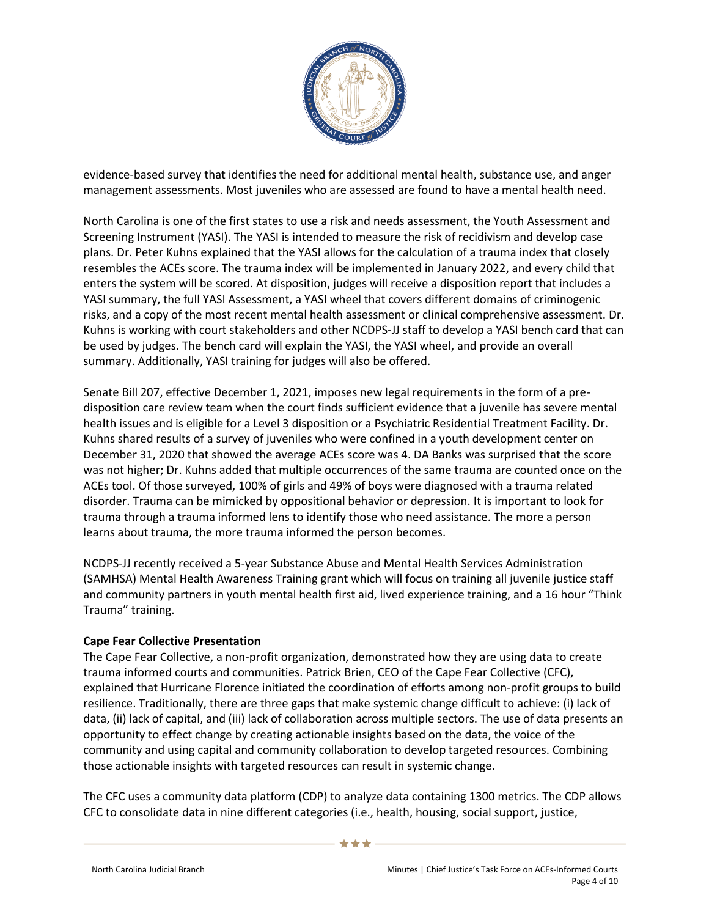evidence-based survey that identifies the need for additional mental health, substance use, and anger management assessments. Most juveniles who are assessed are found to have a mental health need.

North Carolina is one of the first states to use a risk and needs assessment, the Youth Assessment and Screening Instrument (YASI). The YASI is intended to measure the risk of recidivism and develop case plans. Dr. Peter Kuhns explained that the YASI allows for the calculation of a trauma index that closely resembles the ACEs score. The trauma index will be implemented in January 2022, and every child that enters the system will be scored. At disposition, judges will receive a disposition report that includes a YASI summary, the full YASI Assessment, a YASI wheel that covers different domains of criminogenic risks, and a copy of the most recent mental health assessment or clinical comprehensive assessment. Dr. Kuhns is working with court stakeholders and other NCDPS-JJ staff to develop a YASI bench card that can be used by judges. The bench card will explain the YASI, the YASI wheel, and provide an overall summary. Additionally, YASI training for judges will also be offered.

Senate Bill 207, effective December 1, 2021, imposes new legal requirements in the form of a pre-disposition care review team when the court finds sufficient evidence that a juvenile has severe mental health issues and is eligible for a Level 3 disposition or a Psychiatric Residential Treatment Facility. Dr. Kuhns shared results of a survey of juveniles who were confined in a youth development center on December 31, 2020 that showed the average ACEs score was 4. DA Banks was surprised that the score was not higher; Dr. Kuhns added that multiple occurrences of the same trauma are counted once on the ACEs tool. Of those surveyed, 100% of girls and 49% of boys were diagnosed with a trauma related disorder. Trauma can be mimicked by oppositional behavior or depression. It is important to look for trauma through a trauma informed lens to identify those who need assistance. The more a person learns about trauma, the more trauma informed the person becomes.

NCDPS-JJ recently received a 5-year Substance Abuse and Mental Health Services Administration (SAMHSA) Mental Health Awareness Training grant which will focus on training all juvenile justice staff and community partners in youth mental health first aid, lived experience training, and a 16 hour "Think Trauma" training.

**Cape Fear Collective Presentation**

The Cape Fear Collective, a non-profit organization, demonstrated how they are using data to create trauma informed courts and communities. Patrick Brien, CEO of the Cape Fear Collective (CFC), explained that Hurricane Florence initiated the coordination of efforts among non-profit groups to build resilience. Traditionally, there are three gaps that make systemic change difficult to achieve: (i) lack of data, (ii) lack of capital, and (iii) lack of collaboration across multiple sectors. The use of data presents an opportunity to effect change by creating actionable insights based on the data, the voice of the community and using capital and community collaboration to develop targeted resources. Combining those actionable insights with targeted resources can result in systemic change.

The CFC uses a community data platform (CDP) to analyze data containing 1300 metrics. The CDP allows CFC to consolidate data in nine different categories (i.e., health, housing, social support, justice,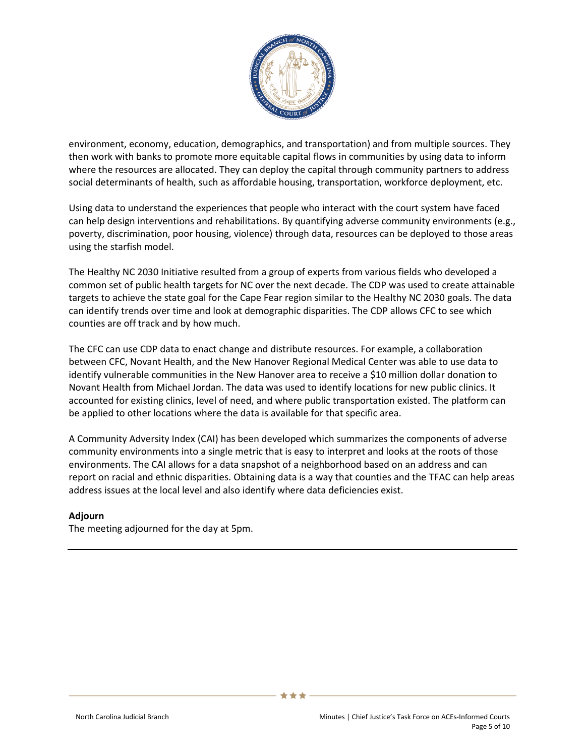environment, economy, education, demographics, and transportation) and from multiple sources. They then work with banks to promote more equitable capital flows in communities by using data to inform where the resources are allocated. They can deploy the capital through community partners to address social determinants of health, such as affordable housing, transportation, workforce deployment, etc.

Using data to understand the experiences that people who interact with the court system have faced can help design interventions and rehabilitations. By quantifying adverse community environments (e.g., poverty, discrimination, poor housing, violence) through data, resources can be deployed to those areas using the starfish model.

The Healthy NC 2030 Initiative resulted from a group of experts from various fields who developed a common set of public health targets for NC over the next decade. The CDP was used to create attainable targets to achieve the state goal for the Cape Fear region similar to the Healthy NC 2030 goals. The data can identify trends over time and look at demographic disparities. The CDP allows CFC to see which counties are off track and by how much.

The CFC can use CDP data to enact change and distribute resources. For example, a collaboration between CFC, Novant Health, and the New Hanover Regional Medical Center was able to use data to identify vulnerable communities in the New Hanover area to receive a $10 million dollar donation to Novant Health from Michael Jordan. The data was used to identify locations for new public clinics. It accounted for existing clinics, level of need, and where public transportation existed. The platform can be applied to other locations where the data is available for that specific area.

A Community Adversity Index (CAI) has been developed which summarizes the components of adverse community environments into a single metric that is easy to interpret and looks at the roots of those environments. The CAI allows for a data snapshot of a neighborhood based on an address and can report on racial and ethnic disparities. Obtaining data is a way that counties and the TFAC can help areas address issues at the local level and also identify where data deficiencies exist.

**Adjourn**

The meeting adjourned for the day at 5pm.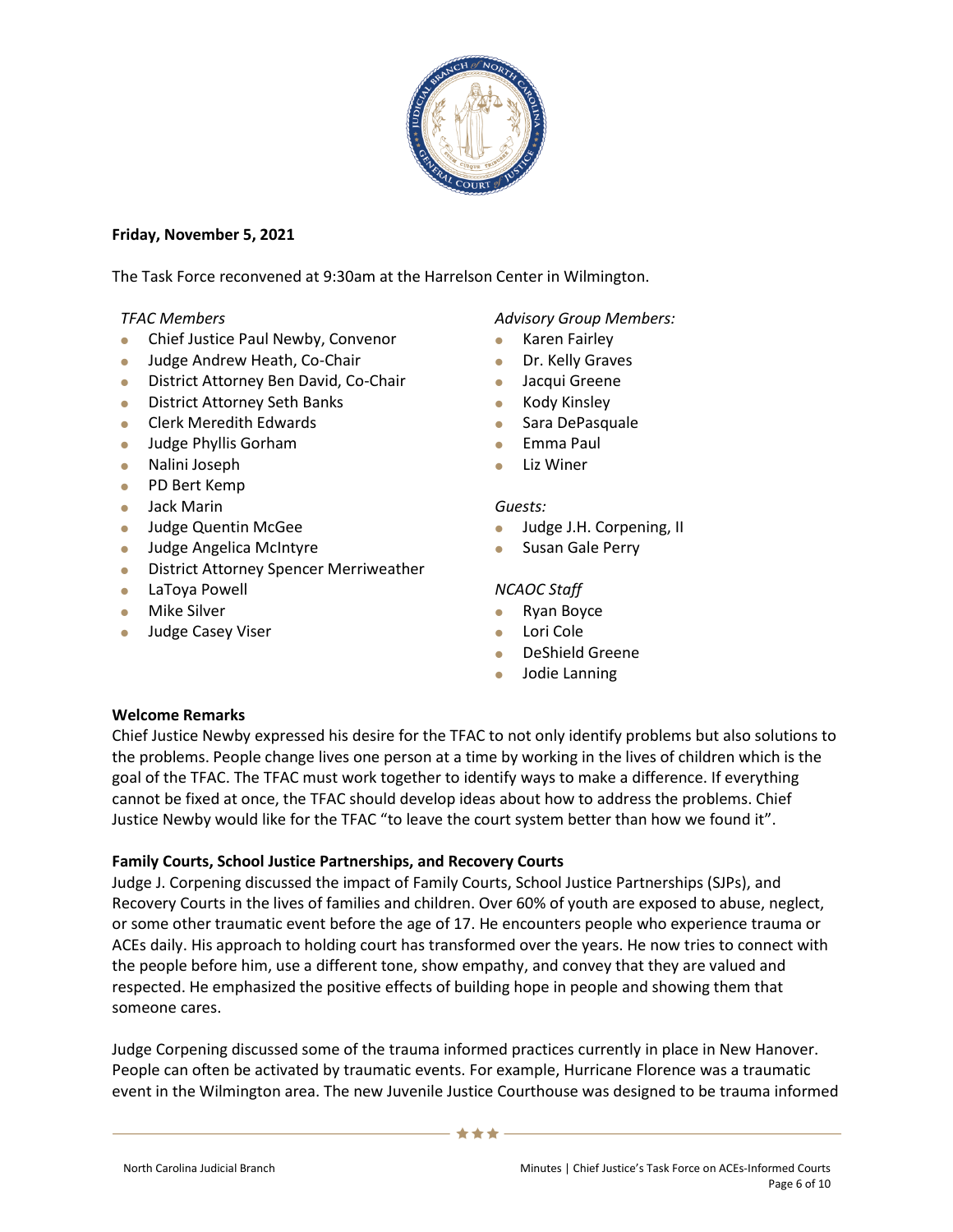**Friday, November 5, 2021**

The Task Force reconvened at 9:30am at the Harrelson Center in Wilmington.

*TFAC Members*

- Chief Justice Paul Newby, Convenor
- Judge Andrew Heath, Co-Chair
- District Attorney Ben David, Co-Chair
- District Attorney Seth Banks
- Clerk Meredith Edwards
- Judge Phyllis Gorham
- Nalini Joseph
- PD Bert Kemp
- Jack Marin
- Judge Quentin McGee
- Judge Angelica McIntyre
- District Attorney Spencer Merriweather
- LaToya Powell
- Mike Silver
- Judge Casey Viser

*Advisory Group Members:*

- Karen Fairley
- Dr. Kelly Graves
- Jacqui Greene
- Kody Kinsley
- Sara DePasquale
- Emma Paul
- Liz Winer

*Guests:*

- Judge J.H. Corpening, II
- Susan Gale Perry

*NCAOC Staff*

- Ryan Boyce
- Lori Cole
- DeShield Greene
- Jodie Lanning

**Welcome Remarks**

Chief Justice Newby expressed his desire for the TFAC to not only identify problems but also solutions to the problems. People change lives one person at a time by working in the lives of children which is the goal of the TFAC. The TFAC must work together to identify ways to make a difference. If everything cannot be fixed at once, the TFAC should develop ideas about how to address the problems. Chief Justice Newby would like for the TFAC "to leave the court system better than how we found it".

**Family Courts, School Justice Partnerships, and Recovery Courts**

Judge J. Corpening discussed the impact of Family Courts, School Justice Partnerships (SJPs), and Recovery Courts in the lives of families and children. Over 60% of youth are exposed to abuse, neglect, or some other traumatic event before the age of 17. He encounters people who experience trauma or ACEs daily. His approach to holding court has transformed over the years. He now tries to connect with the people before him, use a different tone, show empathy, and convey that they are valued and respected. He emphasized the positive effects of building hope in people and showing them that someone cares.

Judge Corpening discussed some of the trauma informed practices currently in place in New Hanover. People can often be activated by traumatic events. For example, Hurricane Florence was a traumatic event in the Wilmington area. The new Juvenile Justice Courthouse was designed to be trauma informed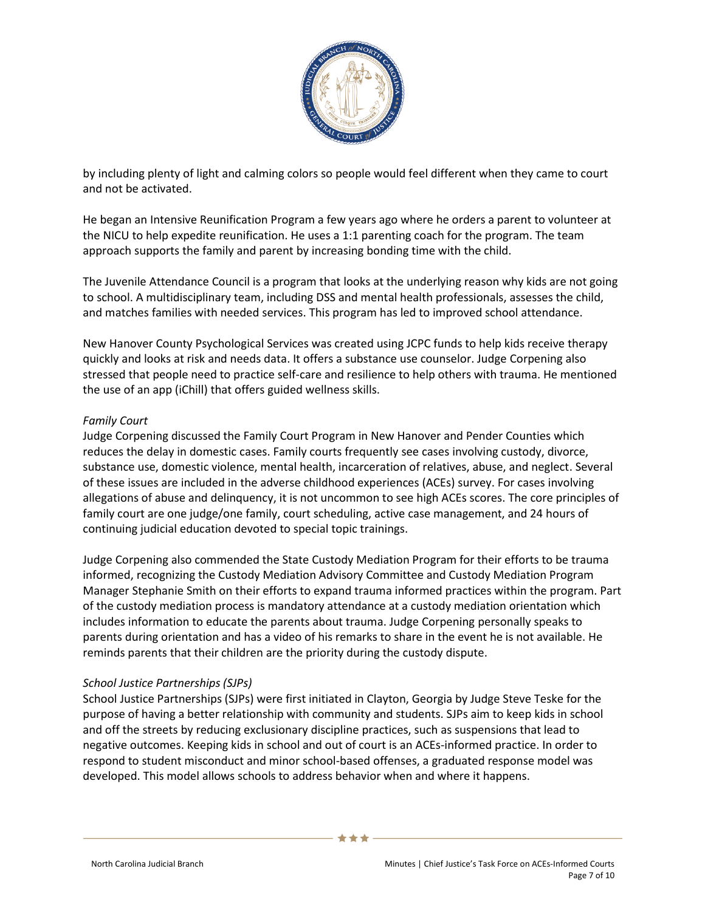by including plenty of light and calming colors so people would feel different when they came to court and not be activated.

He began an Intensive Reunification Program a few years ago where he orders a parent to volunteer at the NICU to help expedite reunification. He uses a 1:1 parenting coach for the program. The team approach supports the family and parent by increasing bonding time with the child.

The Juvenile Attendance Council is a program that looks at the underlying reason why kids are not going to school. A multidisciplinary team, including DSS and mental health professionals, assesses the child, and matches families with needed services. This program has led to improved school attendance.

New Hanover County Psychological Services was created using JCPC funds to help kids receive therapy quickly and looks at risk and needs data. It offers a substance use counselor. Judge Corpening also stressed that people need to practice self-care and resilience to help others with trauma. He mentioned the use of an app (iChill) that offers guided wellness skills.

*Family Court*

Judge Corpening discussed the Family Court Program in New Hanover and Pender Counties which reduces the delay in domestic cases. Family courts frequently see cases involving custody, divorce, substance use, domestic violence, mental health, incarceration of relatives, abuse, and neglect. Several of these issues are included in the adverse childhood experiences (ACEs) survey. For cases involving allegations of abuse and delinquency, it is not uncommon to see high ACEs scores. The core principles of family court are one judge/one family, court scheduling, active case management, and 24 hours of continuing judicial education devoted to special topic trainings.

Judge Corpening also commended the State Custody Mediation Program for their efforts to be trauma informed, recognizing the Custody Mediation Advisory Committee and Custody Mediation Program Manager Stephanie Smith on their efforts to expand trauma informed practices within the program. Part of the custody mediation process is mandatory attendance at a custody mediation orientation which includes information to educate the parents about trauma. Judge Corpening personally speaks to parents during orientation and has a video of his remarks to share in the event he is not available. He reminds parents that their children are the priority during the custody dispute.

*School Justice Partnerships (SJPs)*

School Justice Partnerships (SJPs) were first initiated in Clayton, Georgia by Judge Steve Teske for the purpose of having a better relationship with community and students. SJPs aim to keep kids in school and off the streets by reducing exclusionary discipline practices, such as suspensions that lead to negative outcomes. Keeping kids in school and out of court is an ACEs-informed practice. In order to respond to student misconduct and minor school-based offenses, a graduated response model was developed. This model allows schools to address behavior when and where it happens.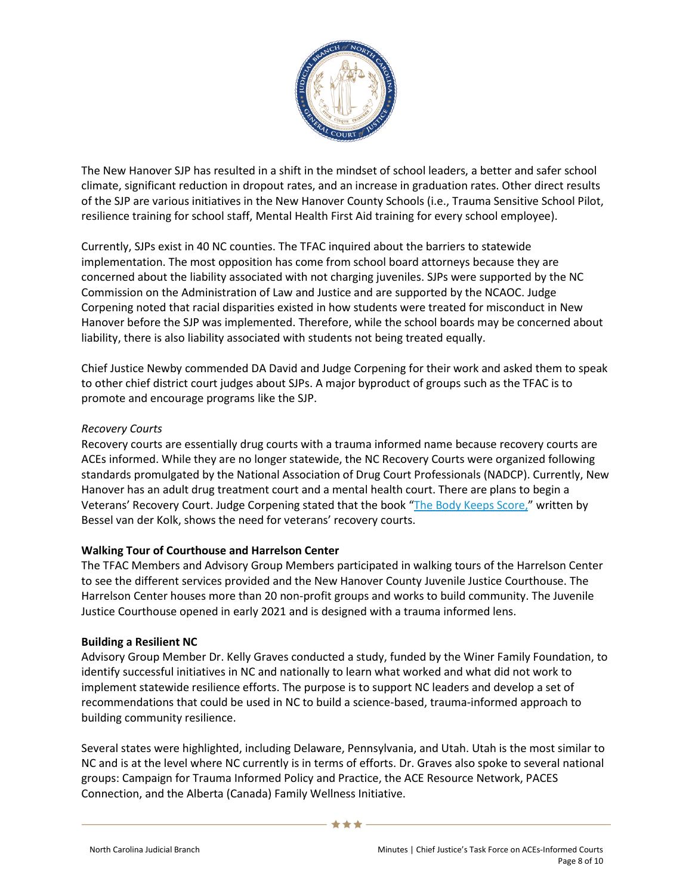The New Hanover SJP has resulted in a shift in the mindset of school leaders, a better and safer school climate, significant reduction in dropout rates, and an increase in graduation rates. Other direct results of the SJP are various initiatives in the New Hanover County Schools (i.e., Trauma Sensitive School Pilot, resilience training for school staff, Mental Health First Aid training for every school employee).

Currently, SJPs exist in 40 NC counties. The TFAC inquired about the barriers to statewide implementation. The most opposition has come from school board attorneys because they are concerned about the liability associated with not charging juveniles. SJPs were supported by the NC Commission on the Administration of Law and Justice and are supported by the NCAOC. Judge Corpening noted that racial disparities existed in how students were treated for misconduct in New Hanover before the SJP was implemented. Therefore, while the school boards may be concerned about liability, there is also liability associated with students not being treated equally.

Chief Justice Newby commended DA David and Judge Corpening for their work and asked them to speak to other chief district court judges about SJPs. A major byproduct of groups such as the TFAC is to promote and encourage programs like the SJP.

*Recovery Courts*

Recovery courts are essentially drug courts with a trauma informed name because recovery courts are ACEs informed. While they are no longer statewide, the NC Recovery Courts were organized following standards promulgated by the National Association of Drug Court Professionals (NADCP). Currently, New Hanover has an adult drug treatment court and a mental health court. There are plans to begin a Veterans' Recovery Court. Judge Corpening stated that the book "The Body Keeps Score," written by Bessel van der Kolk, shows the need for veterans' recovery courts.

**Walking Tour of Courthouse and Harrelson Center**

The TFAC Members and Advisory Group Members participated in walking tours of the Harrelson Center to see the different services provided and the New Hanover County Juvenile Justice Courthouse. The Harrelson Center houses more than 20 non-profit groups and works to build community. The Juvenile Justice Courthouse opened in early 2021 and is designed with a trauma informed lens.

**Building a Resilient NC**

Advisory Group Member Dr. Kelly Graves conducted a study, funded by the Winer Family Foundation, to identify successful initiatives in NC and nationally to learn what worked and what did not work to implement statewide resilience efforts. The purpose is to support NC leaders and develop a set of recommendations that could be used in NC to build a science-based, trauma-informed approach to building community resilience.

Several states were highlighted, including Delaware, Pennsylvania, and Utah. Utah is the most similar to NC and is at the level where NC currently is in terms of efforts. Dr. Graves also spoke to several national groups: Campaign for Trauma Informed Policy and Practice, the ACE Resource Network, PACES Connection, and the Alberta (Canada) Family Wellness Initiative.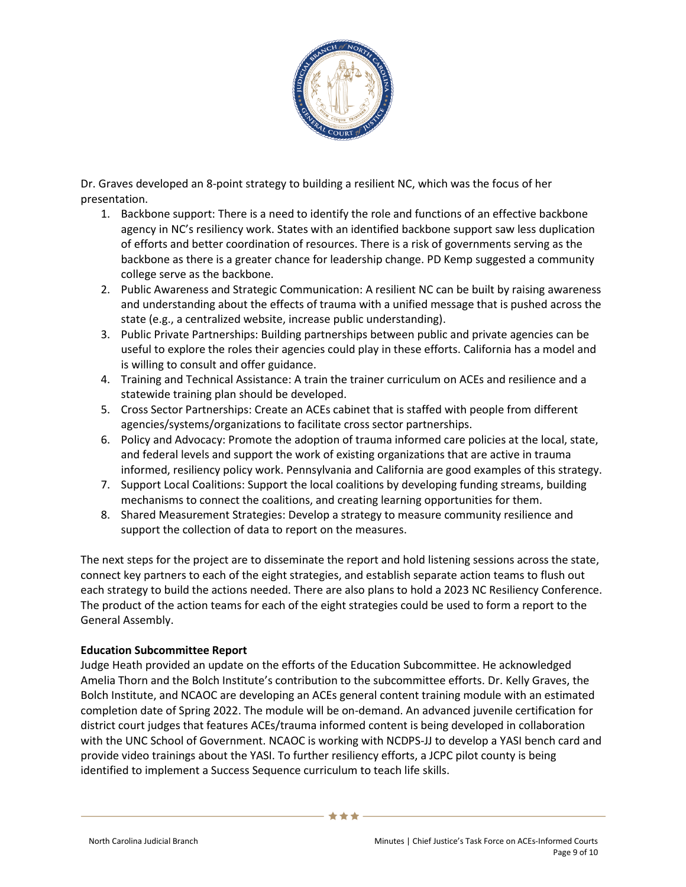Dr. Graves developed an 8-point strategy to building a resilient NC, which was the focus of her presentation.

1. Backbone support: There is a need to identify the role and functions of an effective backbone agency in NC's resiliency work. States with an identified backbone support saw less duplication of efforts and better coordination of resources. There is a risk of governments serving as the backbone as there is a greater chance for leadership change. PD Kemp suggested a community college serve as the backbone.
2. Public Awareness and Strategic Communication: A resilient NC can be built by raising awareness and understanding about the effects of trauma with a unified message that is pushed across the state (e.g., a centralized website, increase public understanding).
3. Public Private Partnerships: Building partnerships between public and private agencies can be useful to explore the roles their agencies could play in these efforts. California has a model and is willing to consult and offer guidance.
4. Training and Technical Assistance: A train the trainer curriculum on ACEs and resilience and a statewide training plan should be developed.
5. Cross Sector Partnerships: Create an ACEs cabinet that is staffed with people from different agencies/systems/organizations to facilitate cross sector partnerships.
6. Policy and Advocacy: Promote the adoption of trauma informed care policies at the local, state, and federal levels and support the work of existing organizations that are active in trauma informed, resiliency policy work. Pennsylvania and California are good examples of this strategy.
7. Support Local Coalitions: Support the local coalitions by developing funding streams, building mechanisms to connect the coalitions, and creating learning opportunities for them.
8. Shared Measurement Strategies: Develop a strategy to measure community resilience and support the collection of data to report on the measures.

The next steps for the project are to disseminate the report and hold listening sessions across the state, connect key partners to each of the eight strategies, and establish separate action teams to flush out each strategy to build the actions needed. There are also plans to hold a 2023 NC Resiliency Conference. The product of the action teams for each of the eight strategies could be used to form a report to the General Assembly.

**Education Subcommittee Report**

Judge Heath provided an update on the efforts of the Education Subcommittee. He acknowledged Amelia Thorn and the Bolch Institute's contribution to the subcommittee efforts. Dr. Kelly Graves, the Bolch Institute, and NCAOC are developing an ACEs general content training module with an estimated completion date of Spring 2022. The module will be on-demand. An advanced juvenile certification for district court judges that features ACEs/trauma informed content is being developed in collaboration with the UNC School of Government. NCAOC is working with NCDPS-JJ to develop a YASI bench card and provide video trainings about the YASI. To further resiliency efforts, a JCPC pilot county is being identified to implement a Success Sequence curriculum to teach life skills.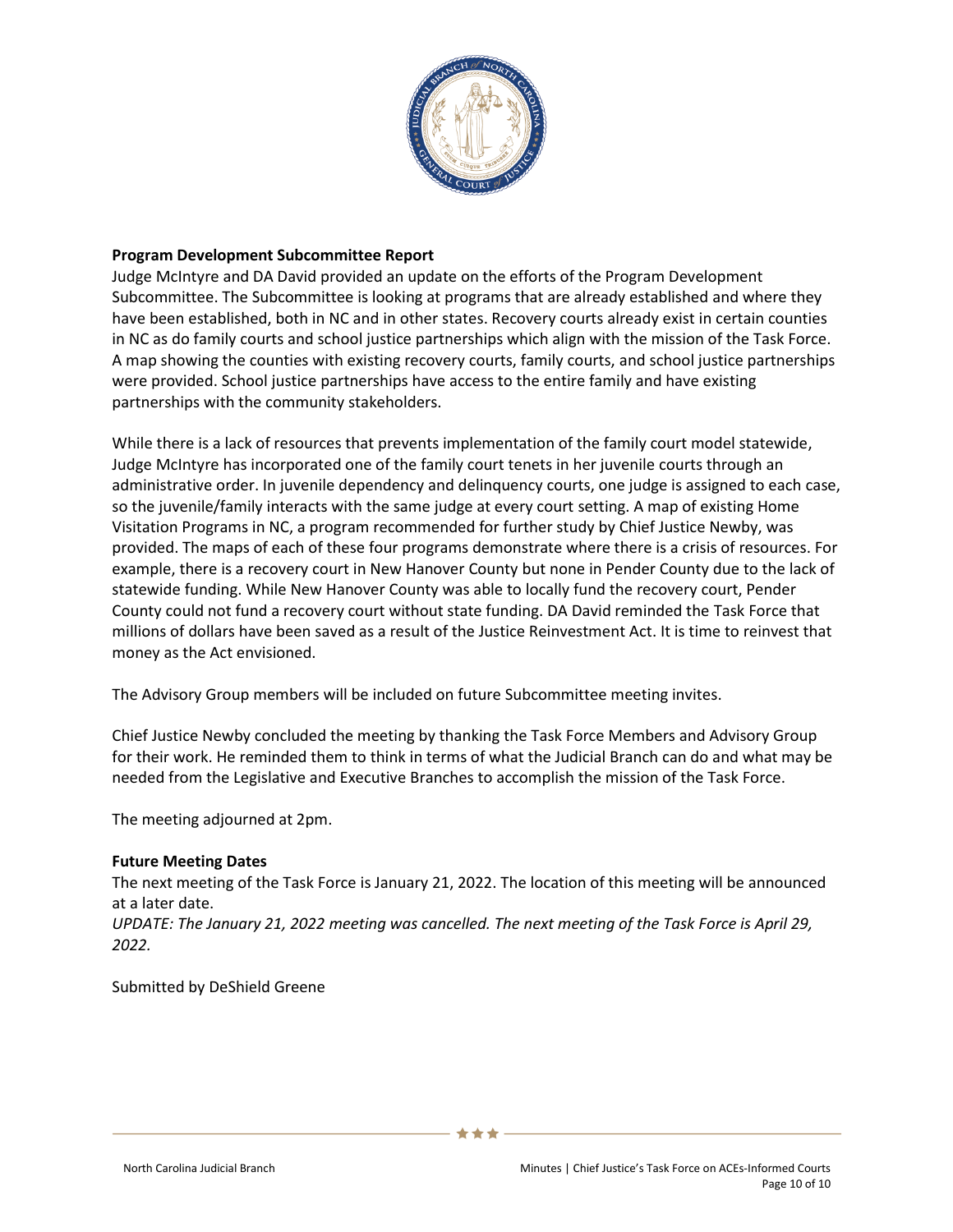**Program Development Subcommittee Report**

Judge McIntyre and DA David provided an update on the efforts of the Program Development Subcommittee. The Subcommittee is looking at programs that are already established and where they have been established, both in NC and in other states. Recovery courts already exist in certain counties in NC as do family courts and school justice partnerships which align with the mission of the Task Force. A map showing the counties with existing recovery courts, family courts, and school justice partnerships were provided. School justice partnerships have access to the entire family and have existing partnerships with the community stakeholders.

While there is a lack of resources that prevents implementation of the family court model statewide, Judge McIntyre has incorporated one of the family court tenets in her juvenile courts through an administrative order. In juvenile dependency and delinquency courts, one judge is assigned to each case, so the juvenile/family interacts with the same judge at every court setting. A map of existing Home Visitation Programs in NC, a program recommended for further study by Chief Justice Newby, was provided. The maps of each of these four programs demonstrate where there is a crisis of resources. For example, there is a recovery court in New Hanover County but none in Pender County due to the lack of statewide funding. While New Hanover County was able to locally fund the recovery court, Pender County could not fund a recovery court without state funding. DA David reminded the Task Force that millions of dollars have been saved as a result of the Justice Reinvestment Act. It is time to reinvest that money as the Act envisioned.

The Advisory Group members will be included on future Subcommittee meeting invites.

Chief Justice Newby concluded the meeting by thanking the Task Force Members and Advisory Group for their work. He reminded them to think in terms of what the Judicial Branch can do and what may be needed from the Legislative and Executive Branches to accomplish the mission of the Task Force.

The meeting adjourned at 2pm.

**Future Meeting Dates**

The next meeting of the Task Force is January 21, 2022. The location of this meeting will be announced at a later date.

*UPDATE: The January 21, 2022 meeting was cancelled. The next meeting of the Task Force is April 29, 2022.*

Submitted by DeShield Greene